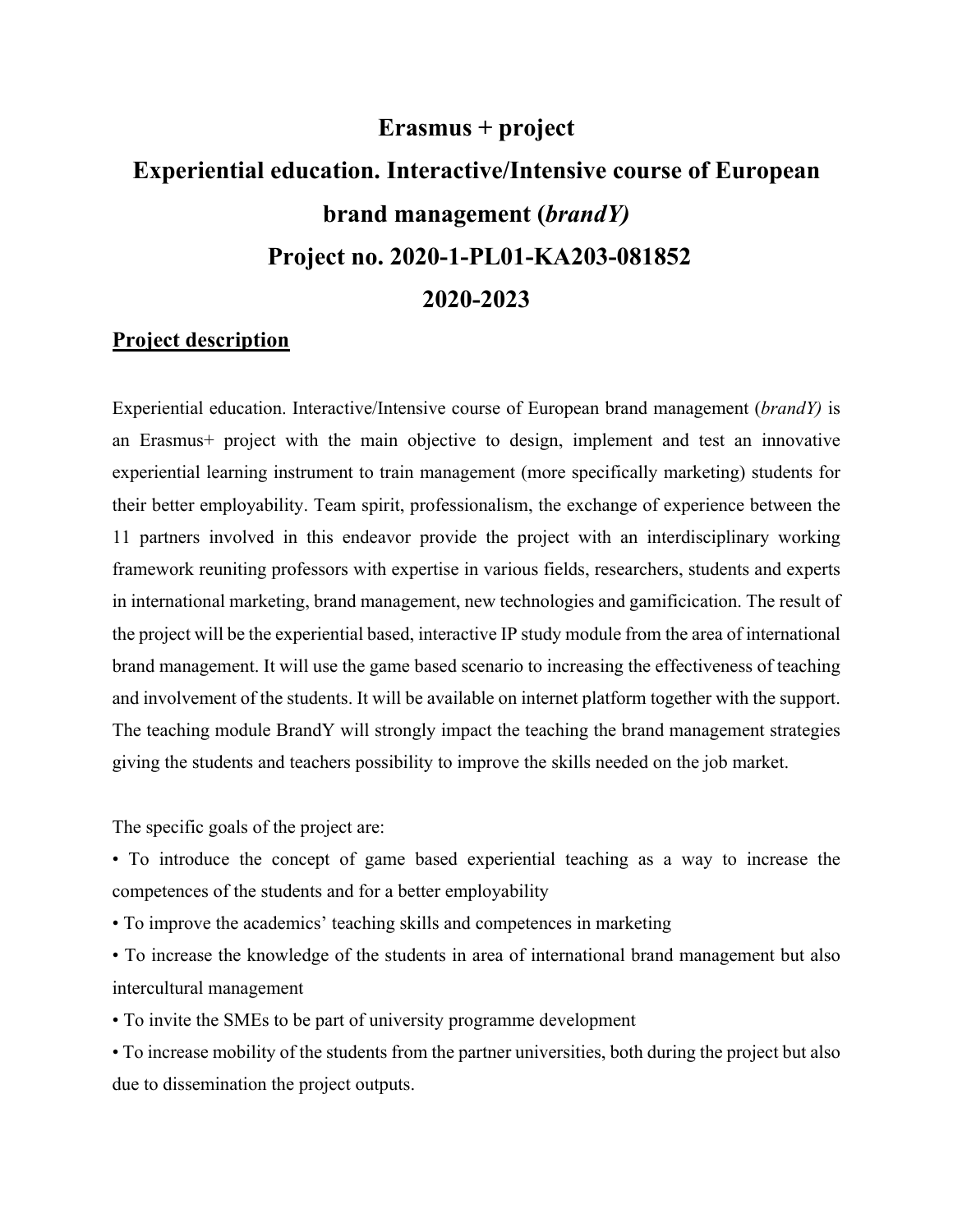# Erasmus + project

# Experiential education. Interactive/Intensive course of European brand management (*brandY)*

# Project no. 2020-1-PL01-KA203-081852

# 2020-2023

## <u>Project description</u>

Experiential education. Interactive/Intensive course of European brand management (*brandY)* is an Erasmus+ project with the main objective to design, implement and test an innovative experiential learning instrument to train management (more specifically marketing) students for their better employability. Team spirit, professionalism, the exchange of experience between the 11 partners involved in this endeavor provide the project with an interdisciplinary working framework reuniting professors with expertise in various fields, researchers, students and experts in international marketing, brand management, new technologies and gamificication. The result of the project will be the experiential based, interactive IP study module from the area of international brand management. It will use the game based scenario to increasing the effectiveness of teaching and involvement of the students. It will be available on internet platform together with the support. The teaching module BrandY will strongly impact the teaching the brand management strategies giving the students and teachers possibility to improve the skills needed on the job market.

The specific goals of the project are:

- To introduce the concept of game based experiential teaching as a way to increase the competences of the students and for a better employability
- To improve the academics' teaching skills and competences in marketing
- To increase the knowledge of the students in area of international brand management but also intercultural management
- To invite the SMEs to be part of university programme development
- To increase mobility of the students from the partner universities, both during the project but also due to dissemination the project outputs.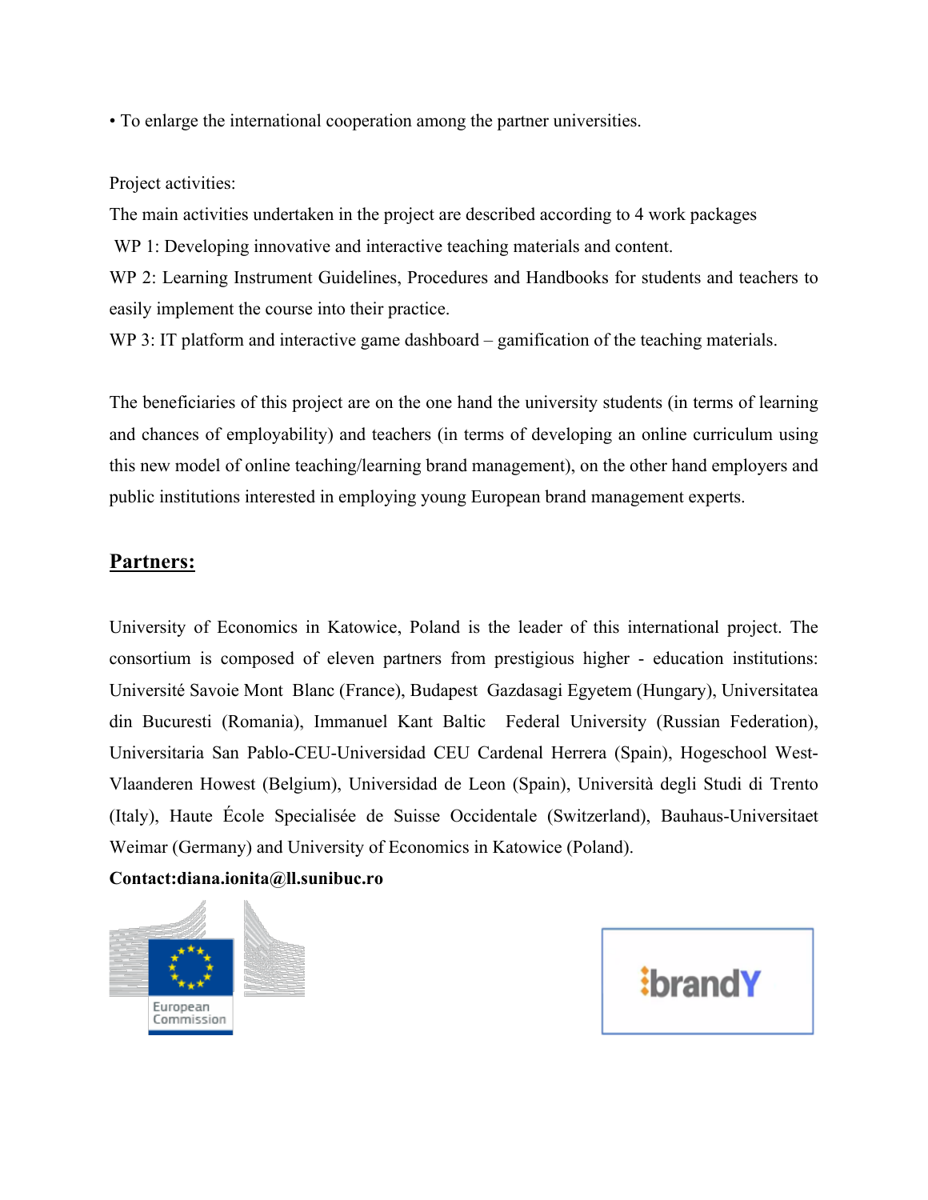• To enlarge the international cooperation among the partner universities.

Project activities:

The main activities undertaken in the project are described according to 4 work packages

WP 1: Developing innovative and interactive teaching materials and content.

WP 2: Learning Instrument Guidelines, Procedures and Handbooks for students and teachers to easily implement the course into their practice.

WP 3: IT platform and interactive game dashboard – gamification of the teaching materials.

The beneficiaries of this project are on the one hand the university students (in terms of learning and chances of employability) and teachers (in terms of developing an online curriculum using this new model of online teaching/learning brand management), on the other hand employers and public institutions interested in employing young European brand management experts.

## Partners:

University of Economics in Katowice, Poland is the leader of this international project. The consortium is composed of eleven partners from prestigious higher - education institutions: Université Savoie Mont Blanc (France), Budapest Gazdasagi Egyetem (Hungary), Universitatea din Bucuresti (Romania), Immanuel Kant Baltic Federal University (Russian Federation), Universitaria San Pablo-CEU-Universidad CEU Cardenal Herrera (Spain), Hogeschool West-Vlaanderen Howest (Belgium), Universidad de Leon (Spain), Università degli Studi di Trento (Italy), Haute École Specialisée de Suisse Occidentale (Switzerland), Bauhaus-Universitaet Weimar (Germany) and University of Economics in Katowice (Poland).

**Contact:diana.ionita@ll.sunibuc.ro**

European Commission

brandY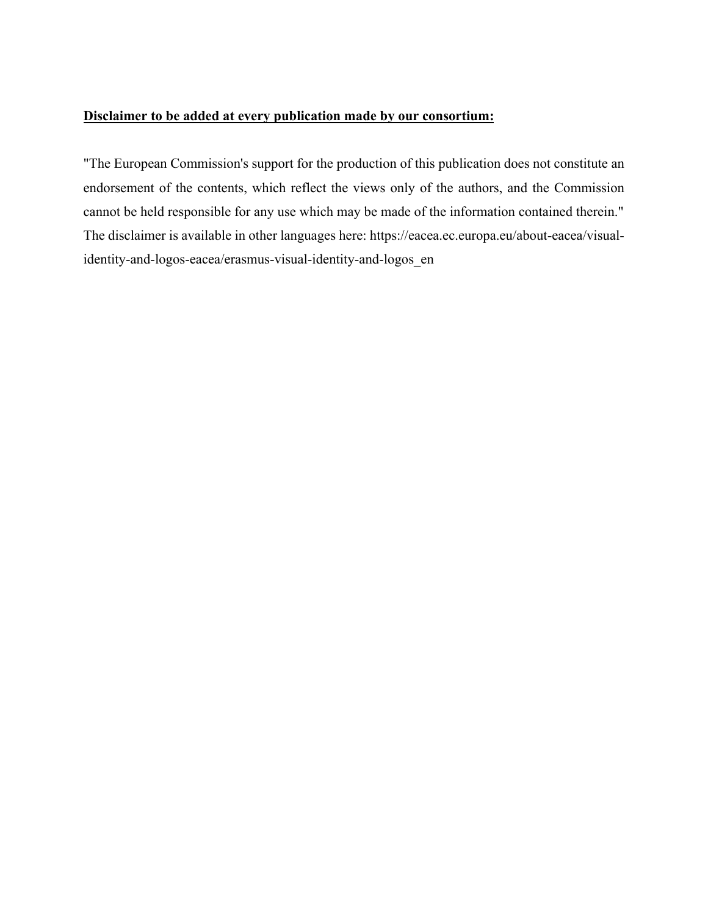**Disclaimer to be added at every publication made by our consortium:**

"The European Commission's support for the production of this publication does not constitute an endorsement of the contents, which reflect the views only of the authors, and the Commission cannot be held responsible for any use which may be made of the information contained therein." The disclaimer is available in other languages here: https://eacea.ec.europa.eu/about-eacea/visual-identity-and-logos-eacea/erasmus-visual-identity-and-logos_en